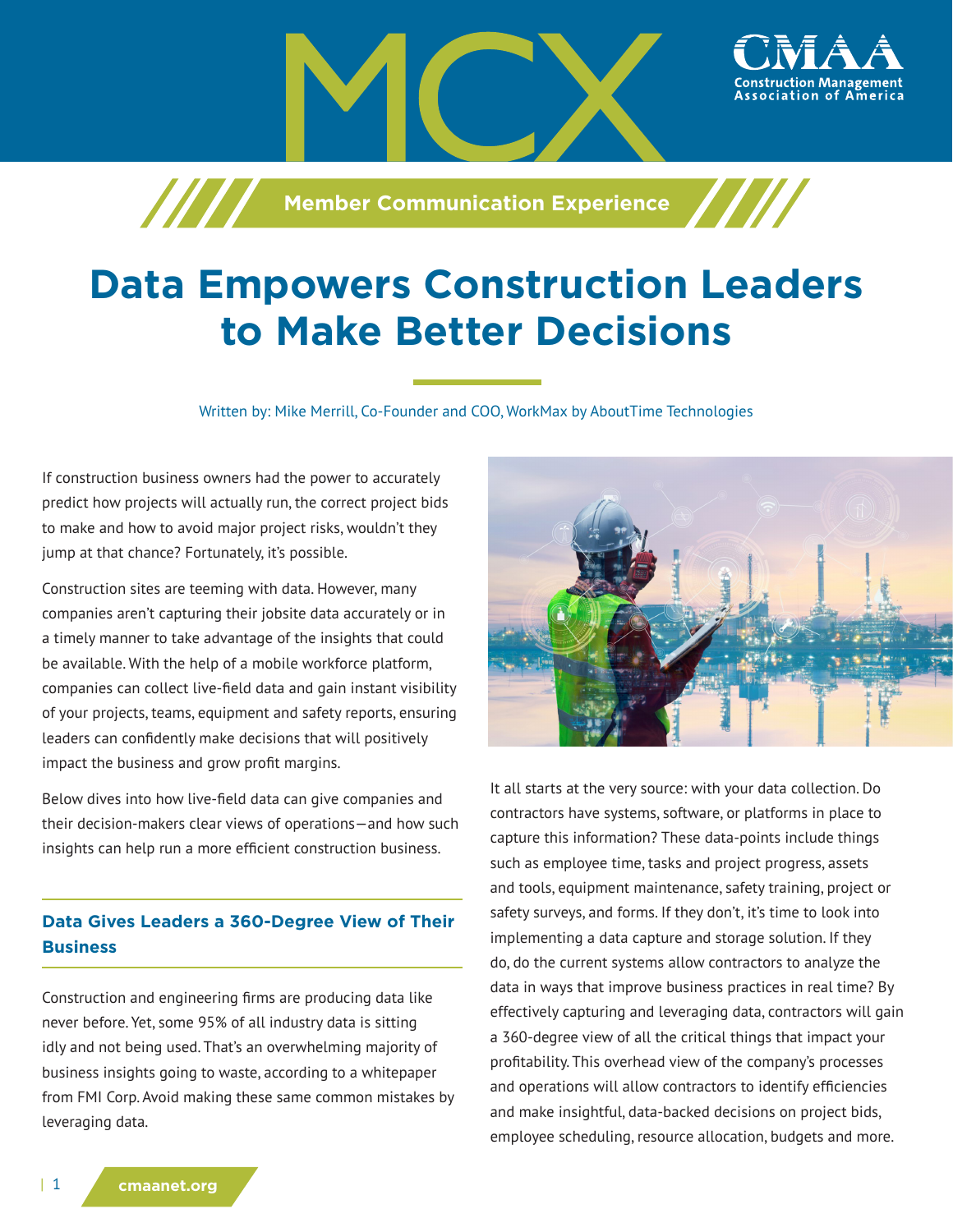MCX

Member Communication Experience

# Data Empowers Construction Leaders to Make Better Decisions

Written by: Mike Merrill, Co-Founder and COO, WorkMax by AboutTime Technologies

If construction business owners had the power to accurately predict how projects will actually run, the correct project bids to make and how to avoid major project risks, wouldn't they jump at that chance? Fortunately, it's possible.

Construction sites are teeming with data. However, many companies aren't capturing their jobsite data accurately or in a timely manner to take advantage of the insights that could be available. With the help of a mobile workforce platform, companies can collect live-field data and gain instant visibility of your projects, teams, equipment and safety reports, ensuring leaders can confidently make decisions that will positively impact the business and grow profit margins.

Below dives into how live-field data can give companies and their decision-makers clear views of operations—and how such insights can help run a more efficient construction business.

## Data Gives Leaders a 360-Degree View of Their Business

Construction and engineering firms are producing data like never before. Yet, some 95% of all industry data is sitting idly and not being used. That's an overwhelming majority of business insights going to waste, according to a whitepaper from FMI Corp. Avoid making these same common mistakes by leveraging data.

It all starts at the very source: with your data collection. Do contractors have systems, software, or platforms in place to capture this information? These data-points include things such as employee time, tasks and project progress, assets and tools, equipment maintenance, safety training, project or safety surveys, and forms. If they don't, it's time to look into implementing a data capture and storage solution. If they do, do the current systems allow contractors to analyze the data in ways that improve business practices in real time? By effectively capturing and leveraging data, contractors will gain a 360-degree view of all the critical things that impact your profitability. This overhead view of the company's processes and operations will allow contractors to identify efficiencies and make insightful, data-backed decisions on project bids, employee scheduling, resource allocation, budgets and more.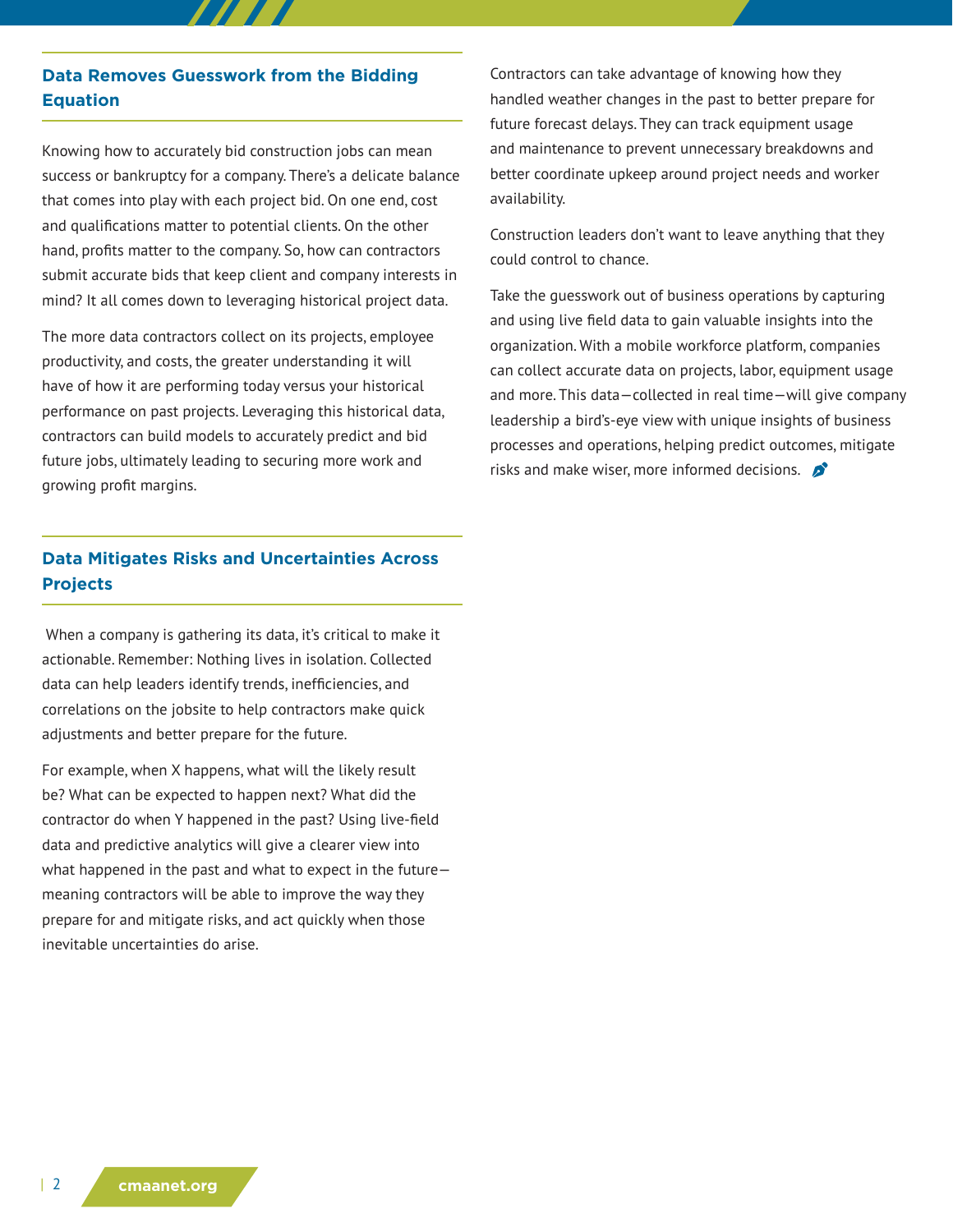## Data Removes Guesswork from the Bidding Equation

Knowing how to accurately bid construction jobs can mean success or bankruptcy for a company. There's a delicate balance that comes into play with each project bid. On one end, cost and qualifications matter to potential clients. On the other hand, profits matter to the company. So, how can contractors submit accurate bids that keep client and company interests in mind? It all comes down to leveraging historical project data.

The more data contractors collect on its projects, employee productivity, and costs, the greater understanding it will have of how it are performing today versus your historical performance on past projects. Leveraging this historical data, contractors can build models to accurately predict and bid future jobs, ultimately leading to securing more work and growing profit margins.

## Data Mitigates Risks and Uncertainties Across Projects

When a company is gathering its data, it's critical to make it actionable. Remember: Nothing lives in isolation. Collected data can help leaders identify trends, inefficiencies, and correlations on the jobsite to help contractors make quick adjustments and better prepare for the future.

For example, when X happens, what will the likely result be? What can be expected to happen next? What did the contractor do when Y happened in the past? Using live-field data and predictive analytics will give a clearer view into what happened in the past and what to expect in the future—meaning contractors will be able to improve the way they prepare for and mitigate risks, and act quickly when those inevitable uncertainties do arise.

Contractors can take advantage of knowing how they handled weather changes in the past to better prepare for future forecast delays. They can track equipment usage and maintenance to prevent unnecessary breakdowns and better coordinate upkeep around project needs and worker availability.

Construction leaders don't want to leave anything that they could control to chance.

Take the guesswork out of business operations by capturing and using live field data to gain valuable insights into the organization. With a mobile workforce platform, companies can collect accurate data on projects, labor, equipment usage and more. This data—collected in real time—will give company leadership a bird's-eye view with unique insights of business processes and operations, helping predict outcomes, mitigate risks and make wiser, more informed decisions.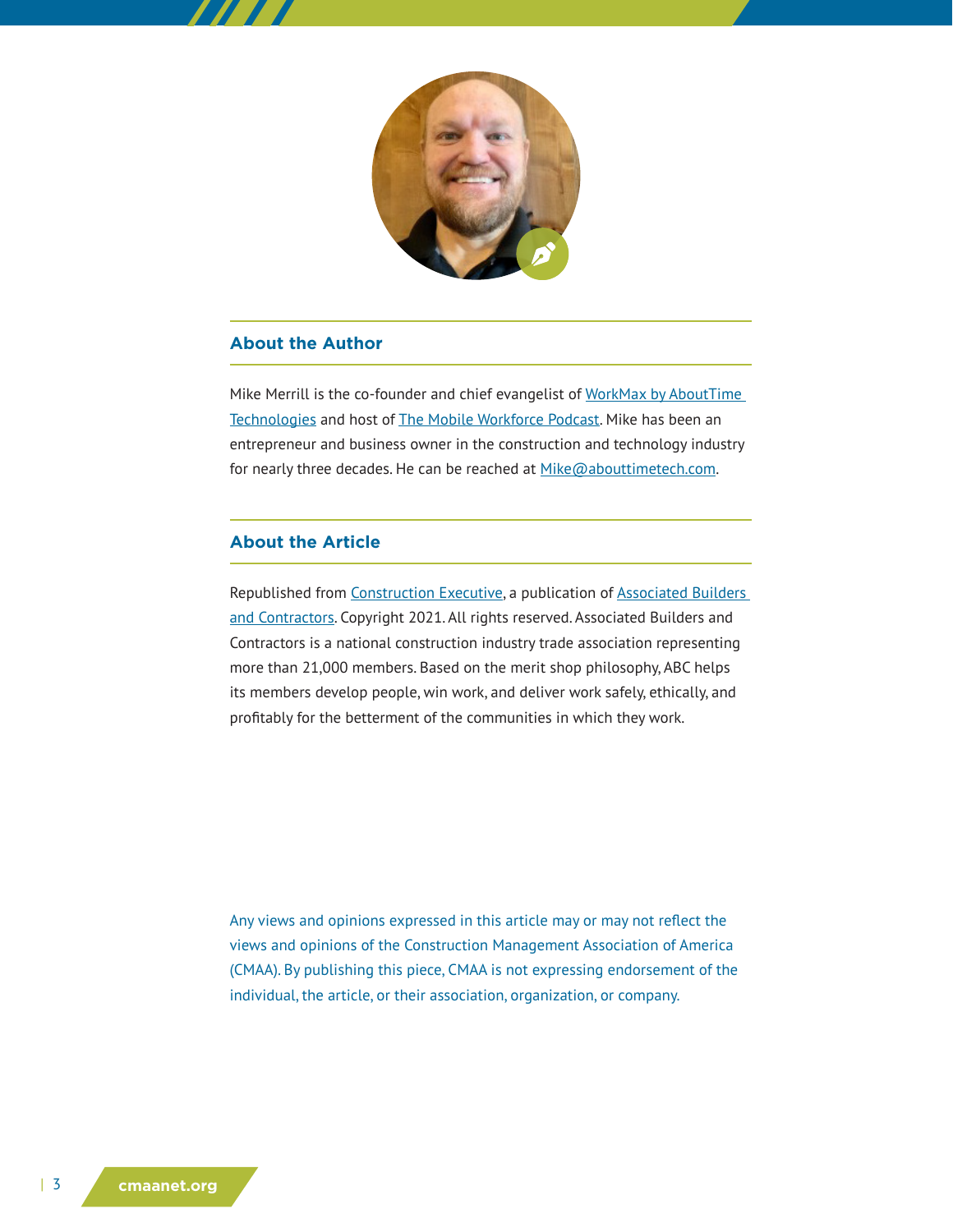## About the Author

Mike Merrill is the co-founder and chief evangelist of WorkMax by AboutTime Technologies and host of The Mobile Workforce Podcast. Mike has been an entrepreneur and business owner in the construction and technology industry for nearly three decades. He can be reached at Mike@abouttimetech.com.

## About the Article

Republished from Construction Executive, a publication of Associated Builders and Contractors. Copyright 2021. All rights reserved. Associated Builders and Contractors is a national construction industry trade association representing more than 21,000 members. Based on the merit shop philosophy, ABC helps its members develop people, win work, and deliver work safely, ethically, and profitably for the betterment of the communities in which they work.

Any views and opinions expressed in this article may or may not reflect the views and opinions of the Construction Management Association of America (CMAA). By publishing this piece, CMAA is not expressing endorsement of the individual, the article, or their association, organization, or company.